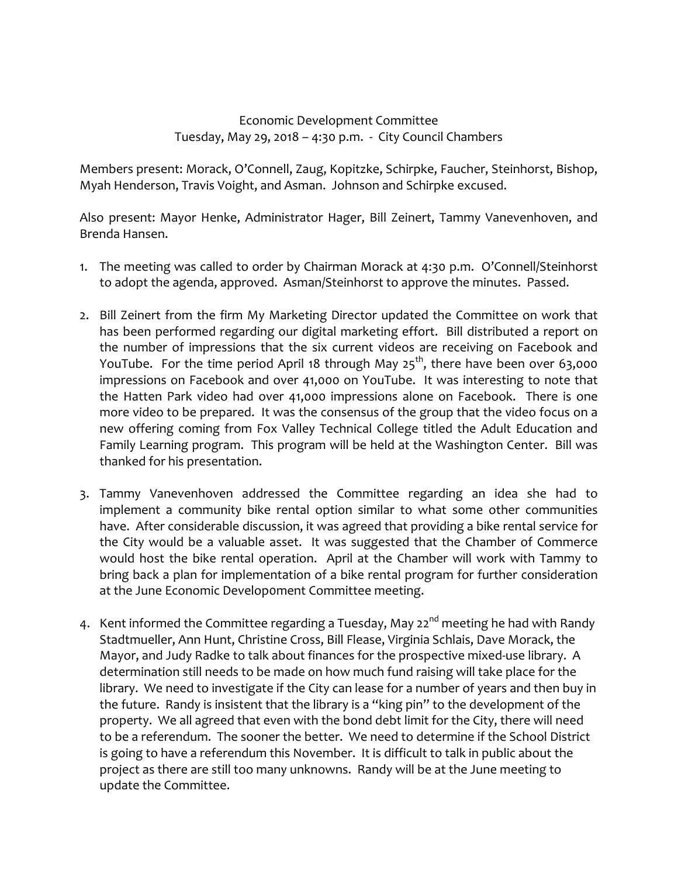Economic Development Committee
Tuesday, May 29, 2018 – 4:30 p.m. - City Council Chambers

Members present: Morack, O'Connell, Zaug, Kopitzke, Schirpke, Faucher, Steinhorst, Bishop, Myah Henderson, Travis Voight, and Asman. Johnson and Schirpke excused.

Also present: Mayor Henke, Administrator Hager, Bill Zeinert, Tammy Vanevenhoven, and Brenda Hansen.

1. The meeting was called to order by Chairman Morack at 4:30 p.m. O'Connell/Steinhorst to adopt the agenda, approved. Asman/Steinhorst to approve the minutes. Passed.

2. Bill Zeinert from the firm My Marketing Director updated the Committee on work that has been performed regarding our digital marketing effort. Bill distributed a report on the number of impressions that the six current videos are receiving on Facebook and YouTube. For the time period April 18 through May 25th, there have been over 63,000 impressions on Facebook and over 41,000 on YouTube. It was interesting to note that the Hatten Park video had over 41,000 impressions alone on Facebook. There is one more video to be prepared. It was the consensus of the group that the video focus on a new offering coming from Fox Valley Technical College titled the Adult Education and Family Learning program. This program will be held at the Washington Center. Bill was thanked for his presentation.

3. Tammy Vanevenhoven addressed the Committee regarding an idea she had to implement a community bike rental option similar to what some other communities have. After considerable discussion, it was agreed that providing a bike rental service for the City would be a valuable asset. It was suggested that the Chamber of Commerce would host the bike rental operation. April at the Chamber will work with Tammy to bring back a plan for implementation of a bike rental program for further consideration at the June Economic Develop0ment Committee meeting.

4. Kent informed the Committee regarding a Tuesday, May 22nd meeting he had with Randy Stadtmueller, Ann Hunt, Christine Cross, Bill Flease, Virginia Schlais, Dave Morack, the Mayor, and Judy Radke to talk about finances for the prospective mixed-use library. A determination still needs to be made on how much fund raising will take place for the library. We need to investigate if the City can lease for a number of years and then buy in the future. Randy is insistent that the library is a "king pin" to the development of the property. We all agreed that even with the bond debt limit for the City, there will need to be a referendum. The sooner the better. We need to determine if the School District is going to have a referendum this November. It is difficult to talk in public about the project as there are still too many unknowns. Randy will be at the June meeting to update the Committee.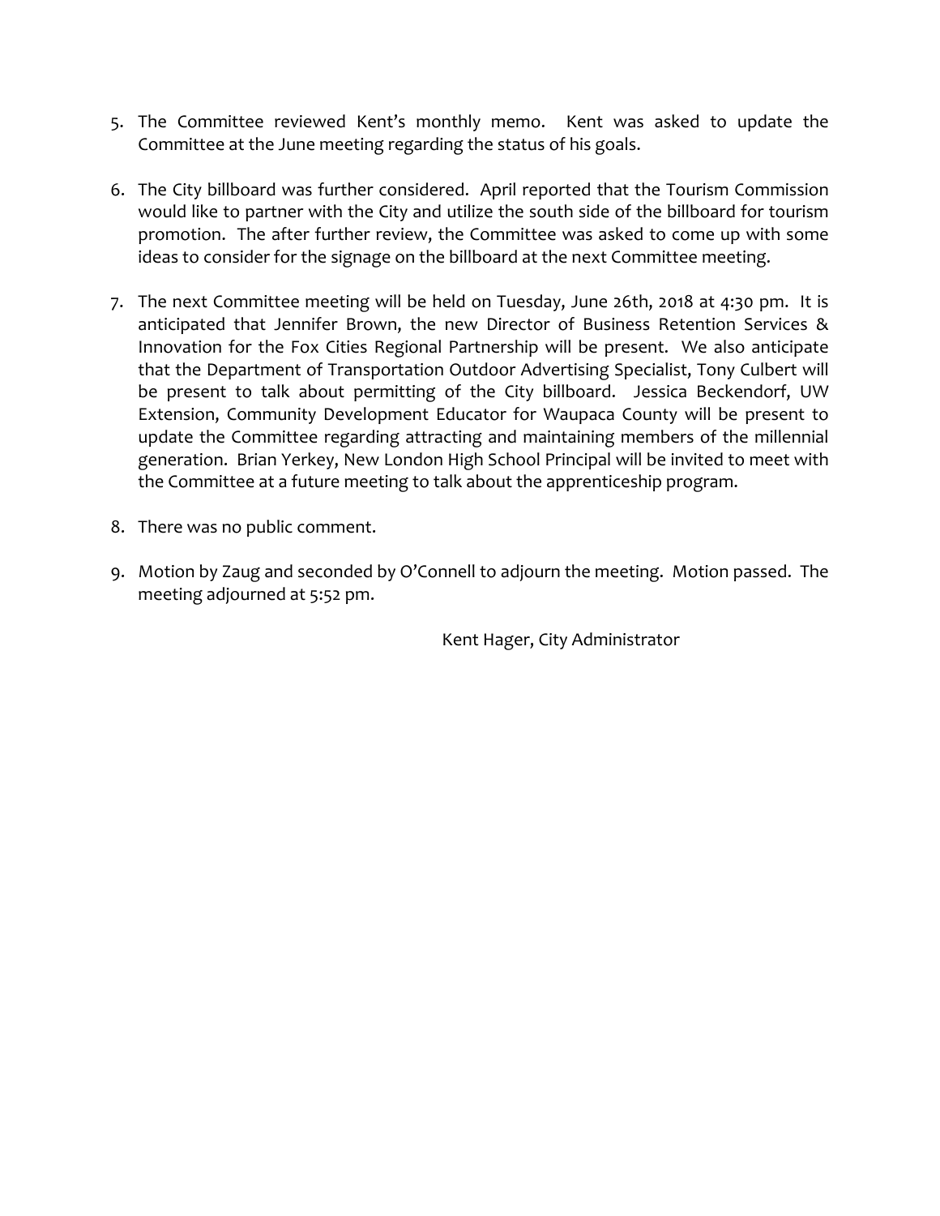5. The Committee reviewed Kent's monthly memo. Kent was asked to update the Committee at the June meeting regarding the status of his goals.

6. The City billboard was further considered. April reported that the Tourism Commission would like to partner with the City and utilize the south side of the billboard for tourism promotion. The after further review, the Committee was asked to come up with some ideas to consider for the signage on the billboard at the next Committee meeting.

7. The next Committee meeting will be held on Tuesday, June 26th, 2018 at 4:30 pm. It is anticipated that Jennifer Brown, the new Director of Business Retention Services & Innovation for the Fox Cities Regional Partnership will be present. We also anticipate that the Department of Transportation Outdoor Advertising Specialist, Tony Culbert will be present to talk about permitting of the City billboard. Jessica Beckendorf, UW Extension, Community Development Educator for Waupaca County will be present to update the Committee regarding attracting and maintaining members of the millennial generation. Brian Yerkey, New London High School Principal will be invited to meet with the Committee at a future meeting to talk about the apprenticeship program.

8. There was no public comment.

9. Motion by Zaug and seconded by O'Connell to adjourn the meeting. Motion passed. The meeting adjourned at 5:52 pm.

Kent Hager, City Administrator